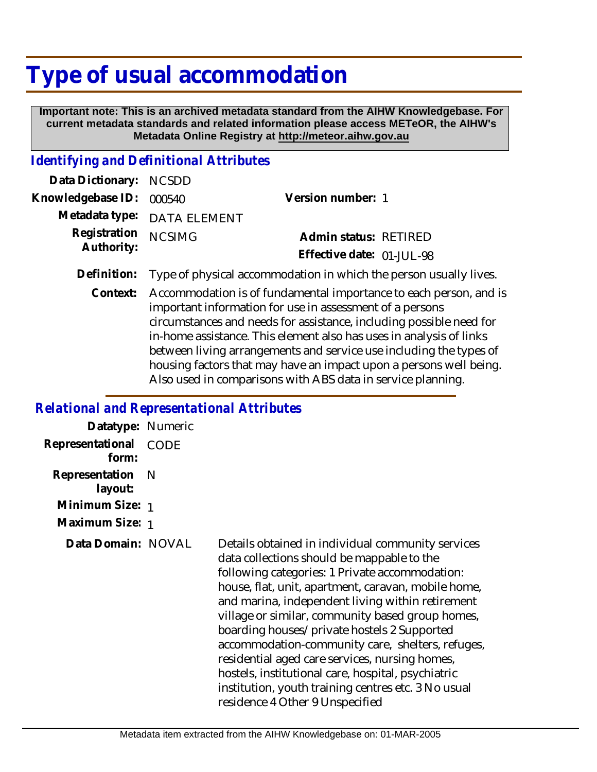# Type of usual accommodation

**Important note: This is an archived metadata standard from the AIHW Knowledgebase. For current metadata standards and related information please access METeOR, the AIHW's Metadata Online Registry at http://meteor.aihw.gov.au**

## *Identifying and Definitional Attributes*

**Data Dictionary:** NCSDD

**Knowledgebase ID:** 000540

**Version number:** 1

**Metadata type:** DATA ELEMENT

**Registration Authority:** NCSIMG

**Admin status:** RETIRED

**Effective date:** 01-JUL-98

**Definition:** Type of physical accommodation in which the person usually lives.

**Context:** Accommodation is of fundamental importance to each person, and is important information for use in assessment of a persons circumstances and needs for assistance, including possible need for in-home assistance. This element also has uses in analysis of links between living arrangements and service use including the types of housing factors that may have an impact upon a persons well being. Also used in comparisons with ABS data in service planning.

## *Relational and Representational Attributes*

**Datatype:** Numeric

**Representational form:** CODE

**Representation layout:** N

**Minimum Size:** 1

**Maximum Size:** 1

**Data Domain:** NOVAL

Details obtained in individual community services data collections should be mappable to the following categories: 1 Private accommodation: house, flat, unit, apartment, caravan, mobile home, and marina, independent living within retirement village or similar, community based group homes, boarding houses/ private hostels 2 Supported accommodation-community care, shelters, refuges, residential aged care services, nursing homes, hostels, institutional care, hospital, psychiatric institution, youth training centres etc. 3 No usual residence 4 Other 9 Unspecified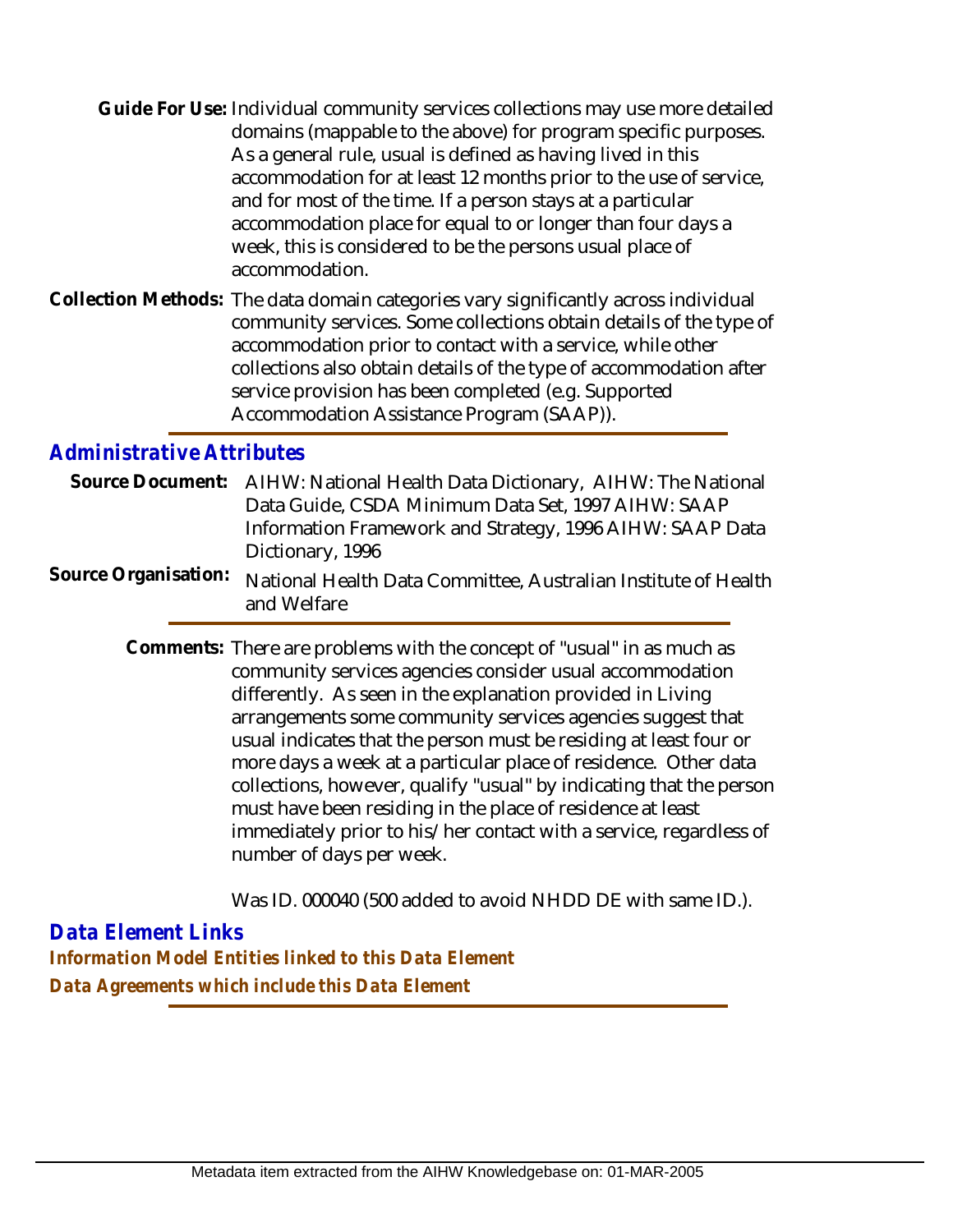**Guide For Use:** Individual community services collections may use more detailed domains (mappable to the above) for program specific purposes. As a general rule, usual is defined as having lived in this accommodation for at least 12 months prior to the use of service, and for most of the time. If a person stays at a particular accommodation place for equal to or longer than four days a week, this is considered to be the persons usual place of accommodation.

**Collection Methods:** The data domain categories vary significantly across individual community services. Some collections obtain details of the type of accommodation prior to contact with a service, while other collections also obtain details of the type of accommodation after service provision has been completed (e.g. Supported Accommodation Assistance Program (SAAP)).

## Administrative Attributes

**Source Document:** AIHW: National Health Data Dictionary, AIHW: The National Data Guide, CSDA Minimum Data Set, 1997 AIHW: SAAP Information Framework and Strategy, 1996 AIHW: SAAP Data Dictionary, 1996

**Source Organisation:** National Health Data Committee, Australian Institute of Health and Welfare

**Comments:** There are problems with the concept of "usual" in as much as community services agencies consider usual accommodation differently. As seen in the explanation provided in Living arrangements some community services agencies suggest that usual indicates that the person must be residing at least four or more days a week at a particular place of residence. Other data collections, however, qualify "usual" by indicating that the person must have been residing in the place of residence at least immediately prior to his/her contact with a service, regardless of number of days per week.

Was ID. 000040 (500 added to avoid NHDD DE with same ID.).

## Data Element Links

### Information Model Entities linked to this Data Element

### Data Agreements which include this Data Element

Metadata item extracted from the AIHW Knowledgebase on: 01-MAR-2005